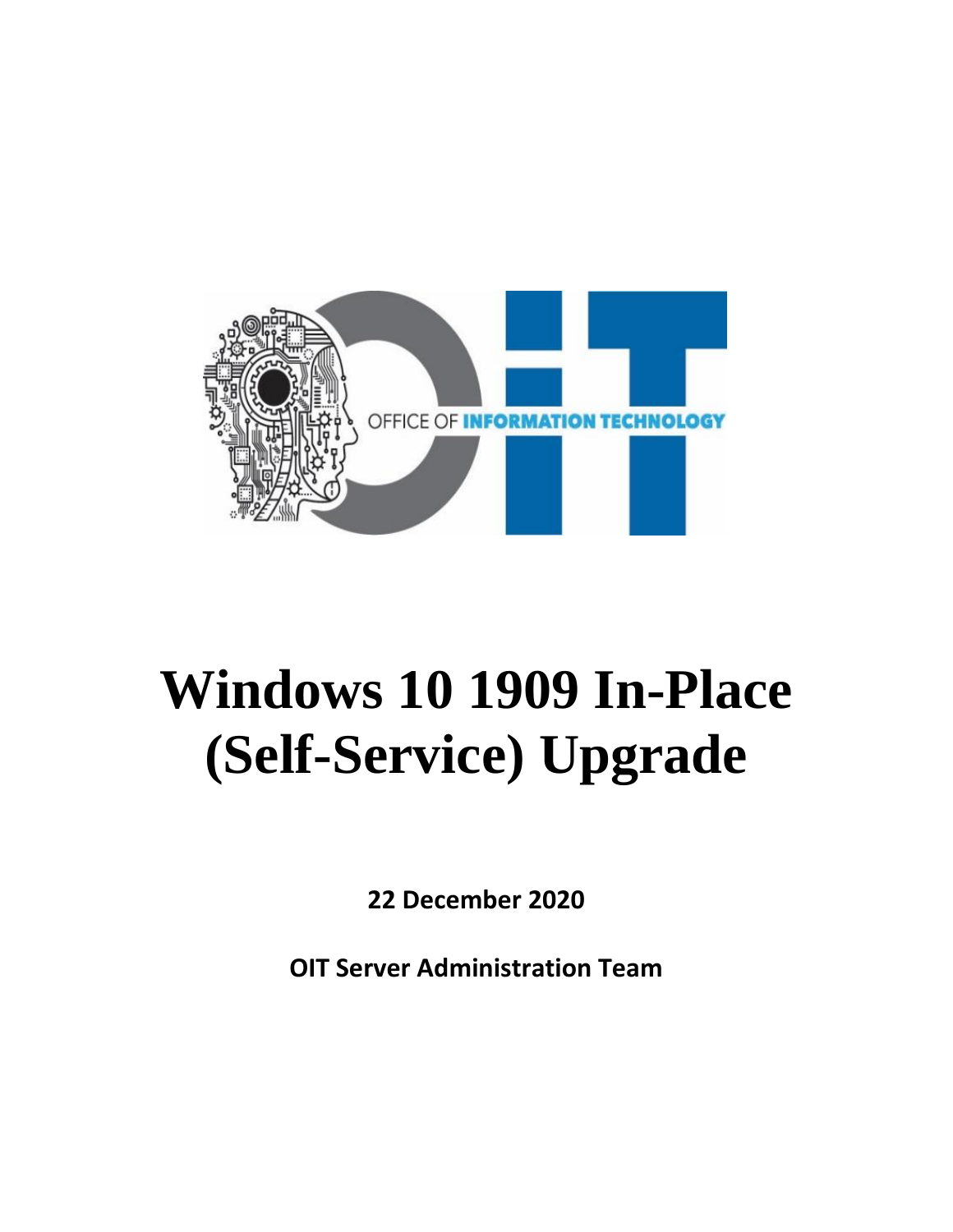# Windows 10 1909 In-Place (Self-Service) Upgrade

**22 December 2020**

**OIT Server Administration Team**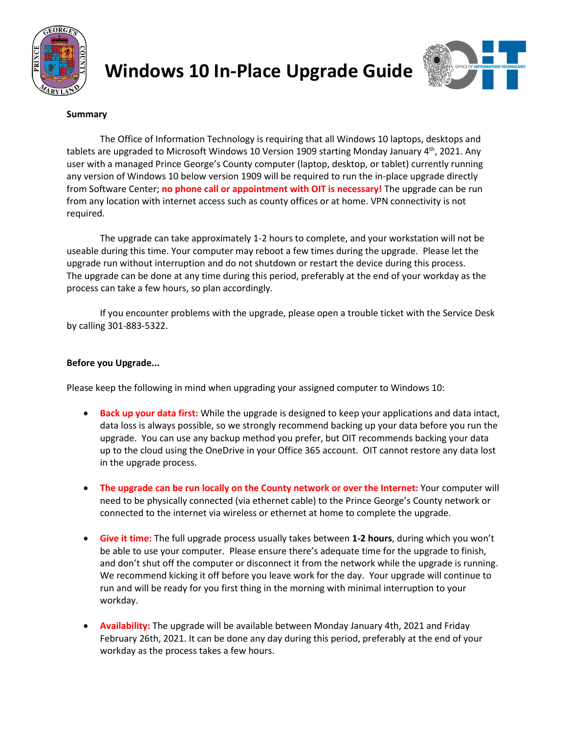# Windows 10 In-Place Upgrade Guide

**Summary**

The Office of Information Technology is requiring that all Windows 10 laptops, desktops and tablets are upgraded to Microsoft Windows 10 Version 1909 starting Monday January 4th, 2021. Any user with a managed Prince George's County computer (laptop, desktop, or tablet) currently running any version of Windows 10 below version 1909 will be required to run the in-place upgrade directly from Software Center; **no phone call or appointment with OIT is necessary!** The upgrade can be run from any location with internet access such as county offices or at home. VPN connectivity is not required.

The upgrade can take approximately 1-2 hours to complete, and your workstation will not be useable during this time. Your computer may reboot a few times during the upgrade. Please let the upgrade run without interruption and do not shutdown or restart the device during this process. The upgrade can be done at any time during this period, preferably at the end of your workday as the process can take a few hours, so plan accordingly.

If you encounter problems with the upgrade, please open a trouble ticket with the Service Desk by calling 301-883-5322.

**Before you Upgrade...**

Please keep the following in mind when upgrading your assigned computer to Windows 10:

- **Back up your data first:** While the upgrade is designed to keep your applications and data intact, data loss is always possible, so we strongly recommend backing up your data before you run the upgrade. You can use any backup method you prefer, but OIT recommends backing your data up to the cloud using the OneDrive in your Office 365 account. OIT cannot restore any data lost in the upgrade process.

- **The upgrade can be run locally on the County network or over the Internet:** Your computer will need to be physically connected (via ethernet cable) to the Prince George's County network or connected to the internet via wireless or ethernet at home to complete the upgrade.

- **Give it time:** The full upgrade process usually takes between **1-2 hours**, during which you won't be able to use your computer. Please ensure there's adequate time for the upgrade to finish, and don't shut off the computer or disconnect it from the network while the upgrade is running. We recommend kicking it off before you leave work for the day. Your upgrade will continue to run and will be ready for you first thing in the morning with minimal interruption to your workday.

- **Availability:** The upgrade will be available between Monday January 4th, 2021 and Friday February 26th, 2021. It can be done any day during this period, preferably at the end of your workday as the process takes a few hours.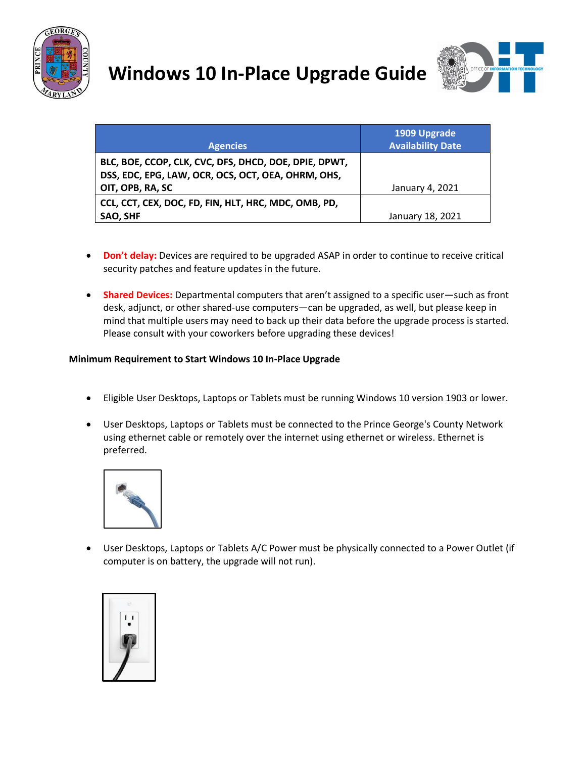# Windows 10 In-Place Upgrade Guide

| Agencies | 1909 Upgrade Availability Date |
| --- | --- |
| **BLC, BOE, CCOP, CLK, CVC, DFS, DHCD, DOE, DPIE, DPWT, DSS, EDC, EPG, LAW, OCR, OCS, OCT, OEA, OHRM, OHS, OIT, OPB, RA, SC** | January 4, 2021 |
| **CCL, CCT, CEX, DOC, FD, FIN, HLT, HRC, MDC, OMB, PD, SAO, SHF** | January 18, 2021 |

- **Don't delay:** Devices are required to be upgraded ASAP in order to continue to receive critical security patches and feature updates in the future.
- **Shared Devices:** Departmental computers that aren't assigned to a specific user—such as front desk, adjunct, or other shared-use computers—can be upgraded, as well, but please keep in mind that multiple users may need to back up their data before the upgrade process is started. Please consult with your coworkers before upgrading these devices!

**Minimum Requirement to Start Windows 10 In-Place Upgrade**

- Eligible User Desktops, Laptops or Tablets must be running Windows 10 version 1903 or lower.
- User Desktops, Laptops or Tablets must be connected to the Prince George's County Network using ethernet cable or remotely over the internet using ethernet or wireless. Ethernet is preferred.
- User Desktops, Laptops or Tablets A/C Power must be physically connected to a Power Outlet (if computer is on battery, the upgrade will not run).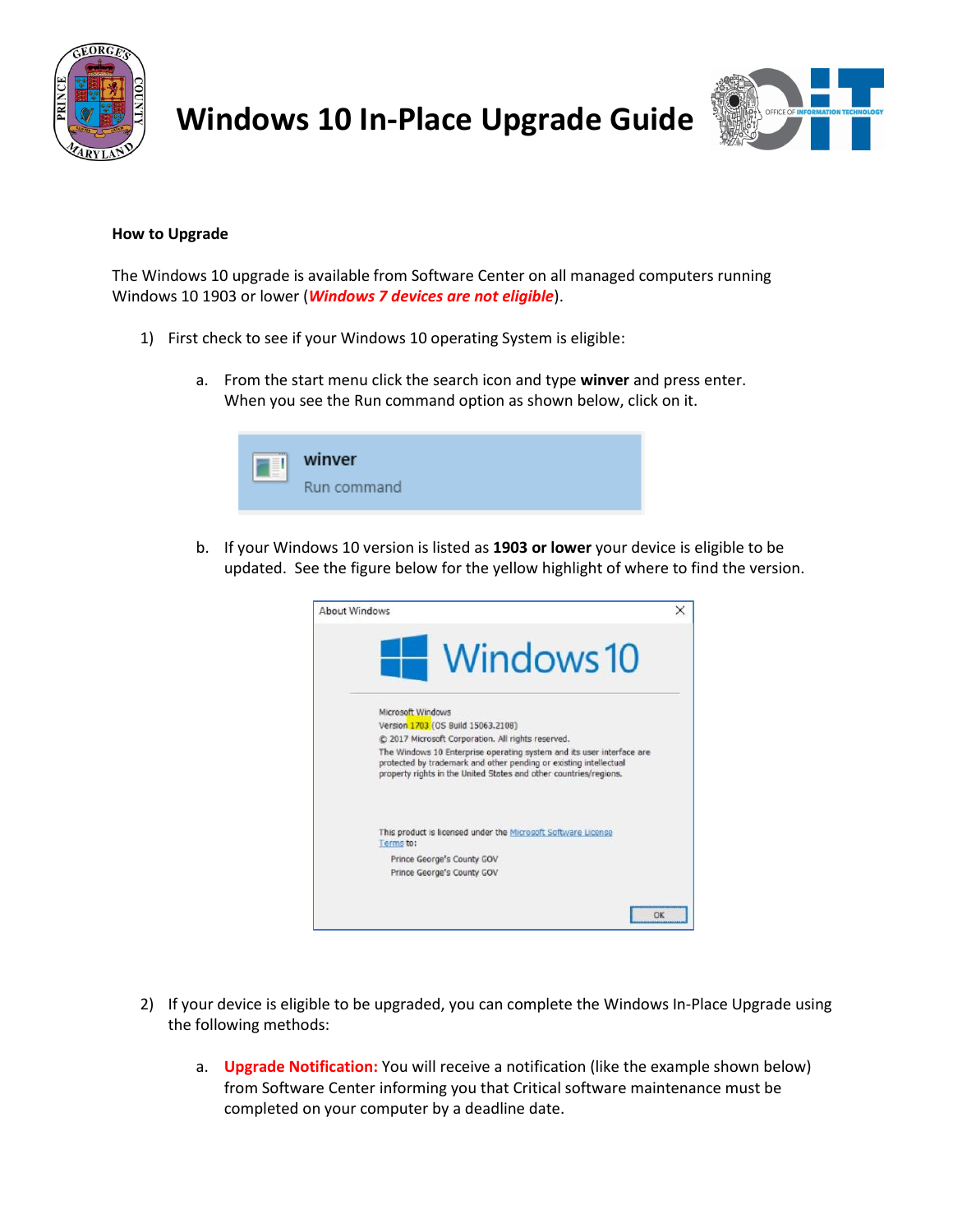# Windows 10 In-Place Upgrade Guide

**How to Upgrade**

The Windows 10 upgrade is available from Software Center on all managed computers running Windows 10 1903 or lower (***Windows 7 devices are not eligible***).

1) First check to see if your Windows 10 operating System is eligible:

   a. From the start menu click the search icon and type **winver** and press enter. When you see the Run command option as shown below, click on it.

   b. If your Windows 10 version is listed as **1903 or lower** your device is eligible to be updated. See the figure below for the yellow highlight of where to find the version.

2) If your device is eligible to be upgraded, you can complete the Windows In-Place Upgrade using the following methods:

   a. **Upgrade Notification:** You will receive a notification (like the example shown below) from Software Center informing you that Critical software maintenance must be completed on your computer by a deadline date.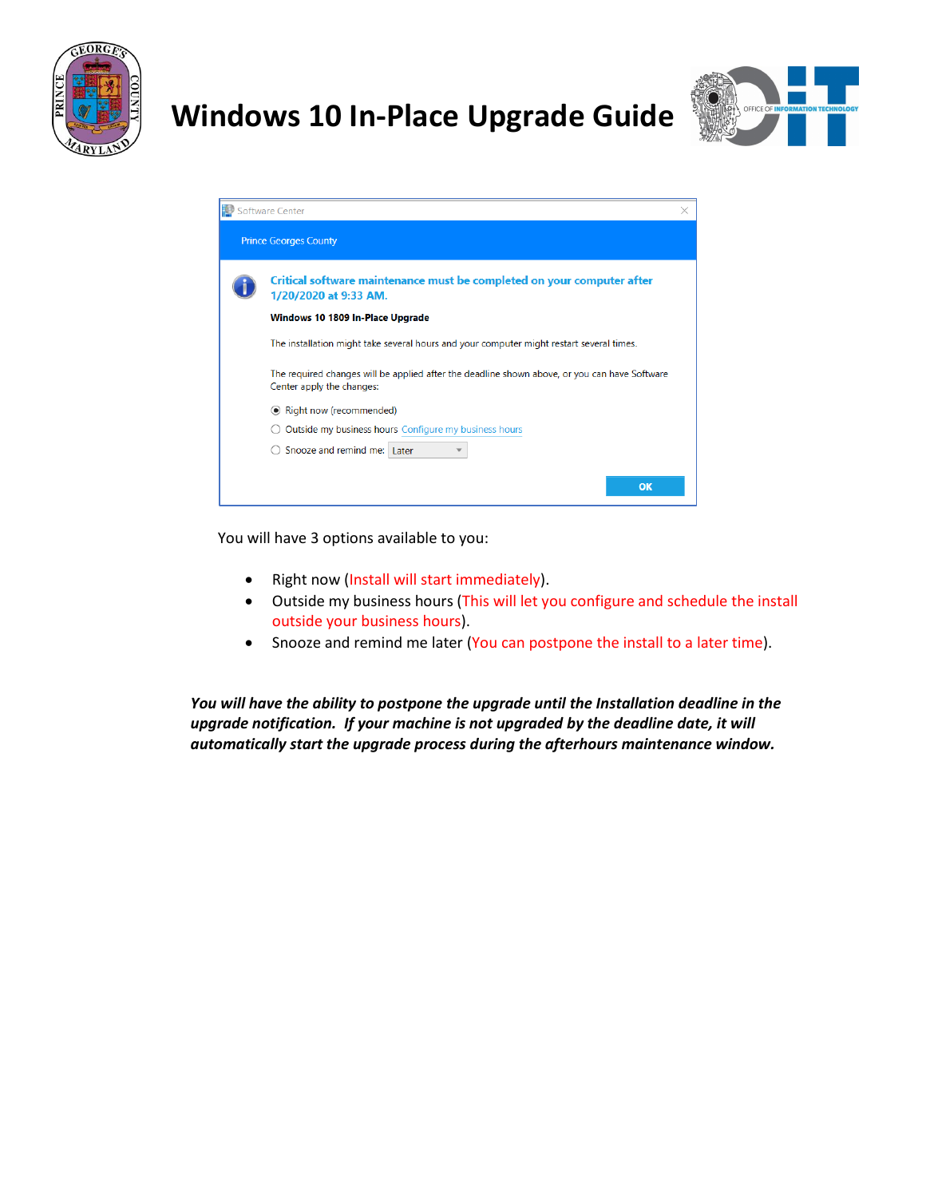# Windows 10 In-Place Upgrade Guide

Software Center

Prince Georges County

**Critical software maintenance must be completed on your computer after 1/20/2020 at 9:33 AM.**

**Windows 10 1809 In-Place Upgrade**

The installation might take several hours and your computer might restart several times.

The required changes will be applied after the deadline shown above, or you can have Software Center apply the changes:

- Right now (recommended)
- Outside my business hours Configure my business hours
- Snooze and remind me: Later

OK

You will have 3 options available to you:

- Right now (Install will start immediately).
- Outside my business hours (This will let you configure and schedule the install outside your business hours).
- Snooze and remind me later (You can postpone the install to a later time).

***You will have the ability to postpone the upgrade until the Installation deadline in the upgrade notification. If your machine is not upgraded by the deadline date, it will automatically start the upgrade process during the afterhours maintenance window.***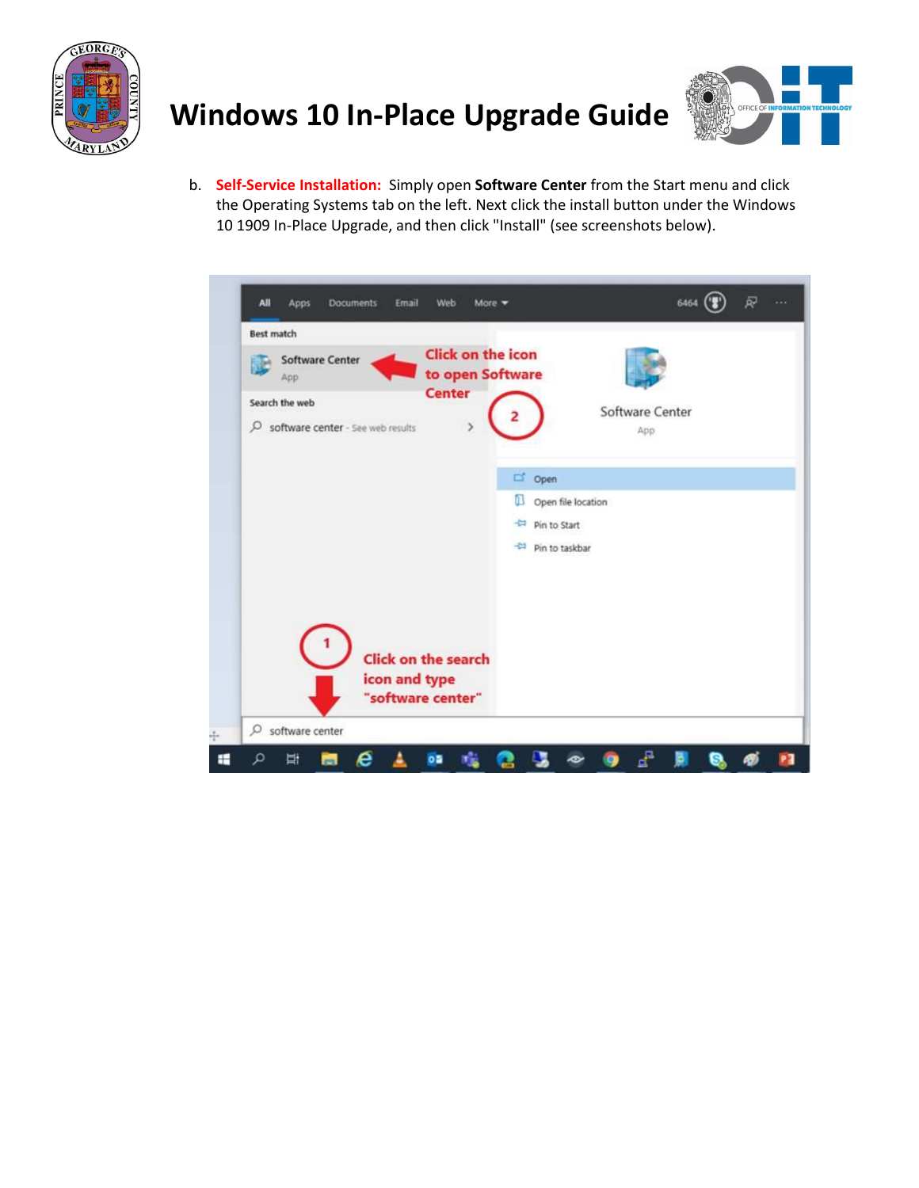b. **Self-Service Installation:** Simply open **Software Center** from the Start menu and click the Operating Systems tab on the left. Next click the install button under the Windows 10 1909 In-Place Upgrade, and then click "Install" (see screenshots below).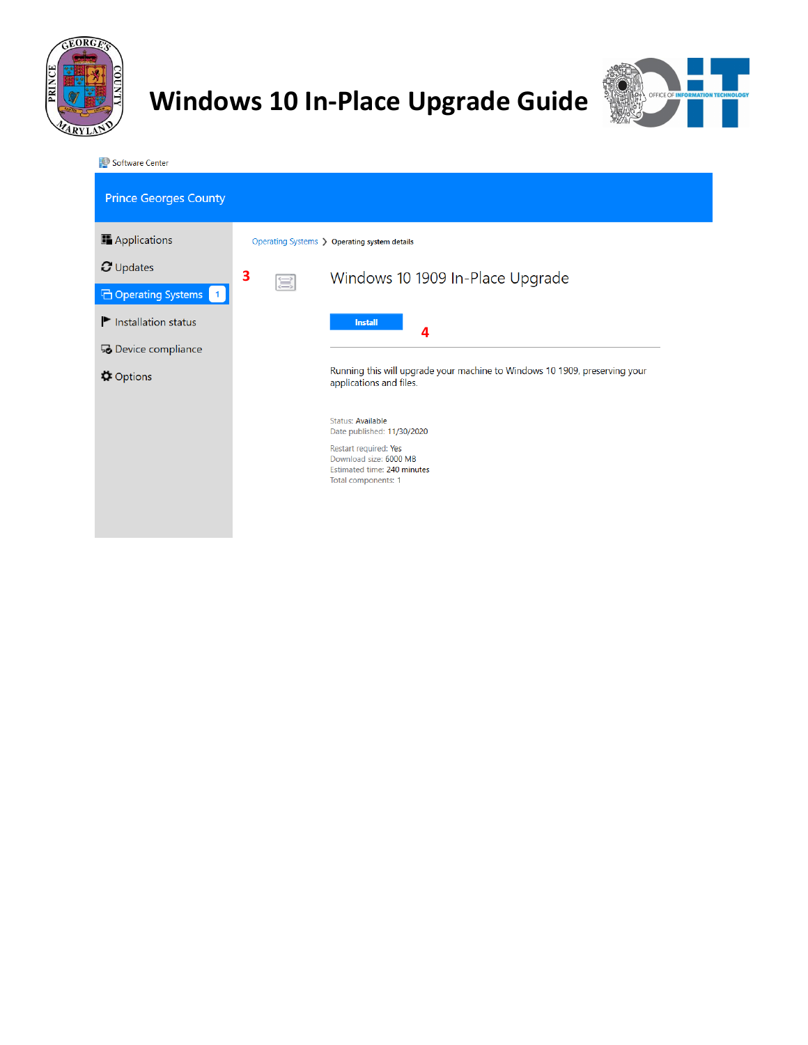# Windows 10 In-Place Upgrade Guide

Software Center

Prince Georges County

- Applications
- Updates
- Operating Systems 1
- Installation status
- Device compliance
- Options

Operating Systems > Operating system details

3

Windows 10 1909 In-Place Upgrade

Install

4

Running this will upgrade your machine to Windows 10 1909, preserving your applications and files.

Status: Available
Date published: 11/30/2020

Restart required: Yes
Download size: 6000 MB
Estimated time: 240 minutes
Total components: 1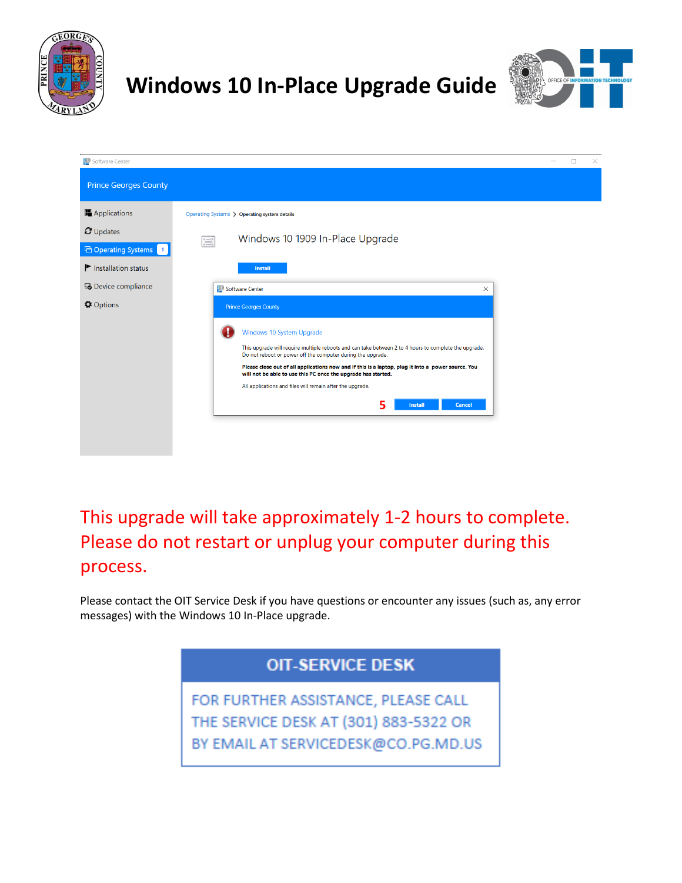# Windows 10 In-Place Upgrade Guide

Software Center

Prince Georges County

- Applications
- Updates
- Operating Systems 1
- Installation status
- Device compliance
- Options

Operating Systems > Operating system details

Windows 10 1909 In-Place Upgrade

Install

Software Center

Prince Georges County

Windows 10 System Upgrade

This upgrade will require multiple reboots and can take between 2 to 4 hours to complete the upgrade. Do not reboot or power off the computer during the upgrade.

**Please close out of all applications now and if this is a laptop, plug it into a power source. You will not be able to use this PC once the upgrade has started.**

All applications and files will remain after the upgrade.

5 Install Cancel

This upgrade will take approximately 1-2 hours to complete. Please do not restart or unplug your computer during this process.

Please contact the OIT Service Desk if you have questions or encounter any issues (such as, any error messages) with the Windows 10 In-Place upgrade.

| OIT-SERVICE DESK |
| --- |
| FOR FURTHER ASSISTANCE, PLEASE CALL THE SERVICE DESK AT (301) 883-5322 OR BY EMAIL AT SERVICEDESK@CO.PG.MD.US |